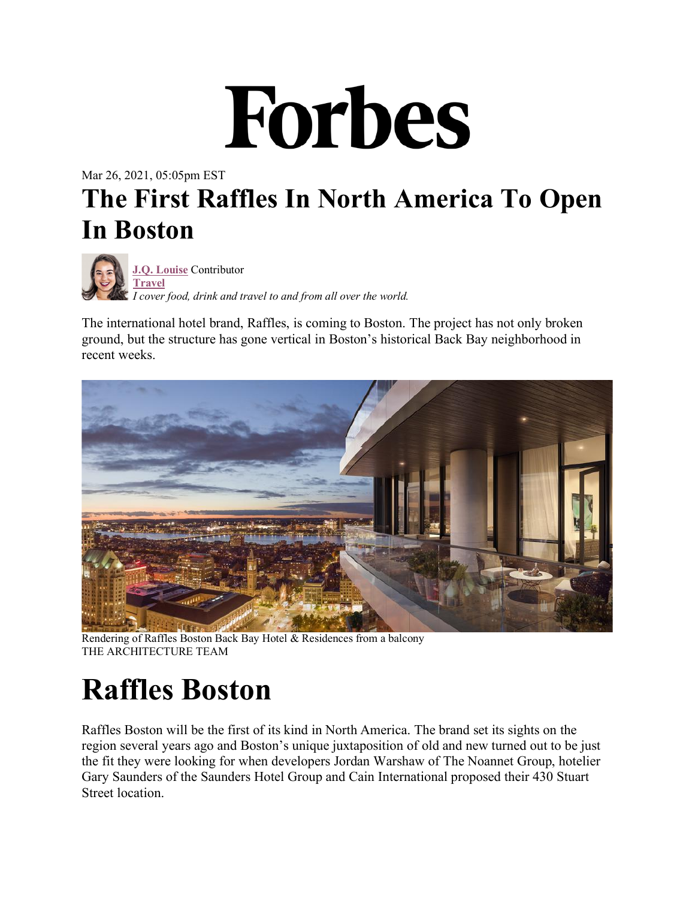# Forbes

Mar 26, 2021, 05:05pm EST

# The First Raffles In North America To Open In Boston

**J.Q. Louise** Contributor
**Travel**
*I cover food, drink and travel to and from all over the world.*

The international hotel brand, Raffles, is coming to Boston. The project has not only broken ground, but the structure has gone vertical in Boston's historical Back Bay neighborhood in recent weeks.

Rendering of Raffles Boston Back Bay Hotel & Residences from a balcony
THE ARCHITECTURE TEAM

# Raffles Boston

Raffles Boston will be the first of its kind in North America. The brand set its sights on the region several years ago and Boston's unique juxtaposition of old and new turned out to be just the fit they were looking for when developers Jordan Warshaw of The Noannet Group, hotelier Gary Saunders of the Saunders Hotel Group and Cain International proposed their 430 Stuart Street location.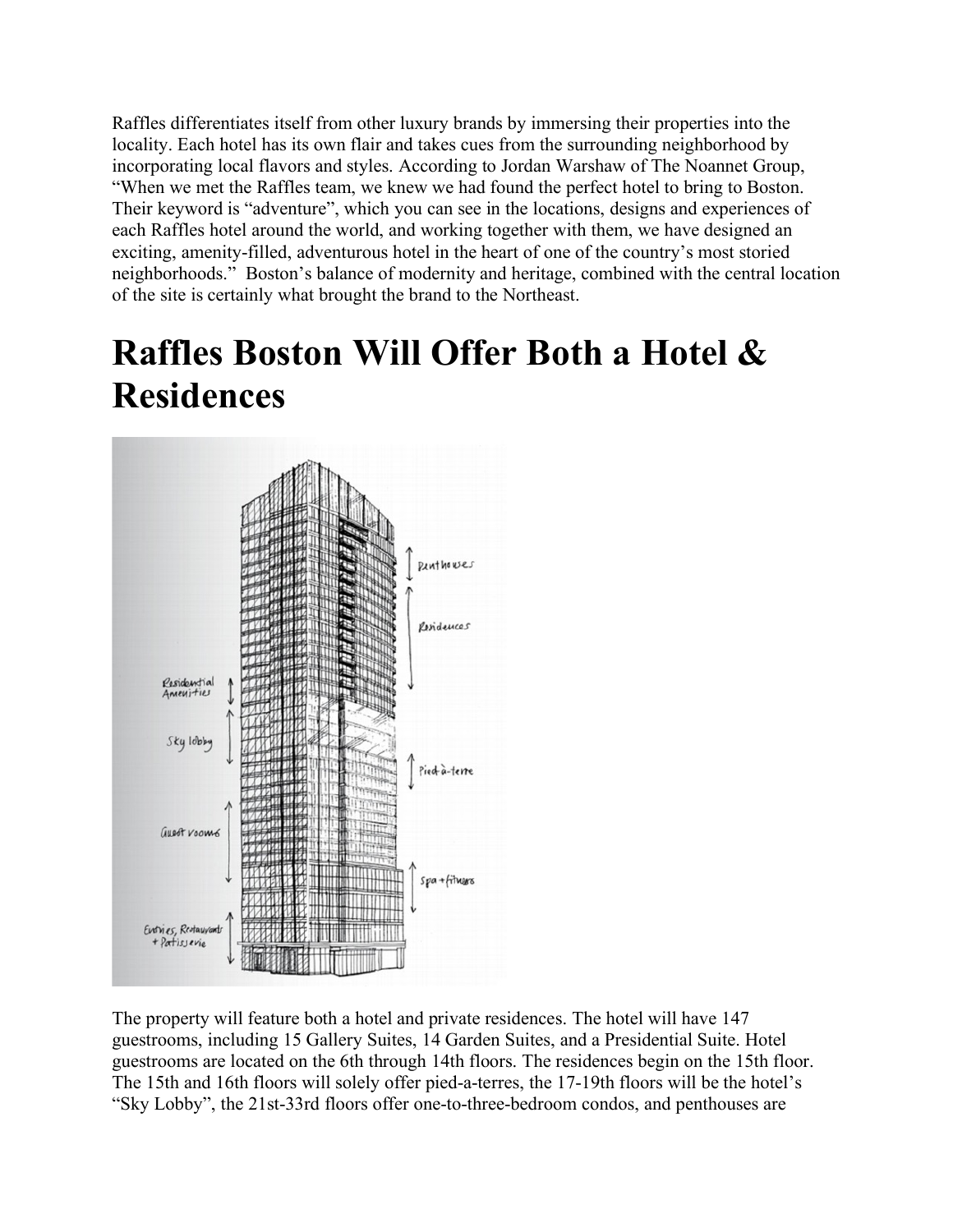Raffles differentiates itself from other luxury brands by immersing their properties into the locality. Each hotel has its own flair and takes cues from the surrounding neighborhood by incorporating local flavors and styles. According to Jordan Warshaw of The Noannet Group, "When we met the Raffles team, we knew we had found the perfect hotel to bring to Boston. Their keyword is "adventure", which you can see in the locations, designs and experiences of each Raffles hotel around the world, and working together with them, we have designed an exciting, amenity-filled, adventurous hotel in the heart of one of the country's most storied neighborhoods." Boston's balance of modernity and heritage, combined with the central location of the site is certainly what brought the brand to the Northeast.

# Raffles Boston Will Offer Both a Hotel & Residences

The property will feature both a hotel and private residences. The hotel will have 147 guestrooms, including 15 Gallery Suites, 14 Garden Suites, and a Presidential Suite. Hotel guestrooms are located on the 6th through 14th floors. The residences begin on the 15th floor. The 15th and 16th floors will solely offer pied-a-terres, the 17-19th floors will be the hotel's "Sky Lobby", the 21st-33rd floors offer one-to-three-bedroom condos, and penthouses are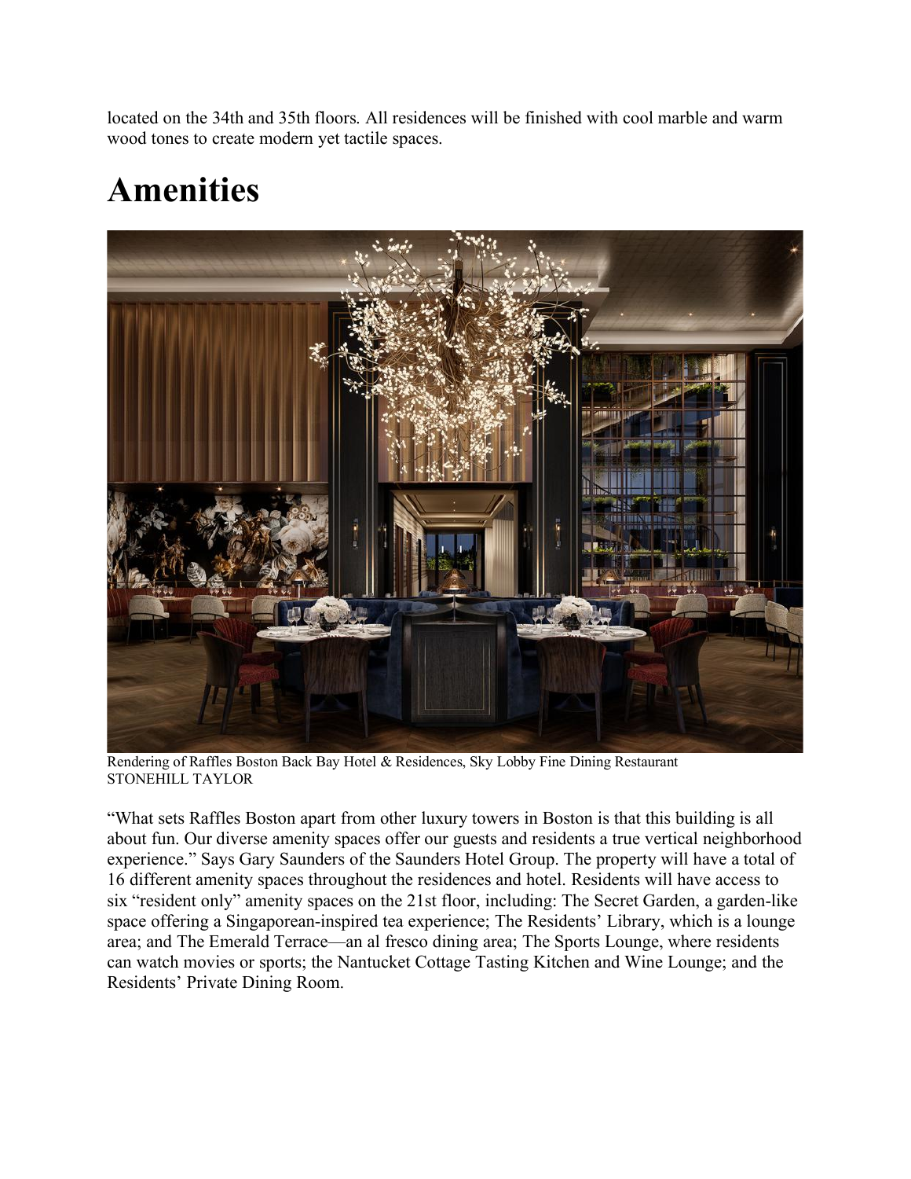located on the 34th and 35th floors. All residences will be finished with cool marble and warm wood tones to create modern yet tactile spaces.

# Amenities

Rendering of Raffles Boston Back Bay Hotel & Residences, Sky Lobby Fine Dining Restaurant
STONEHILL TAYLOR

"What sets Raffles Boston apart from other luxury towers in Boston is that this building is all about fun. Our diverse amenity spaces offer our guests and residents a true vertical neighborhood experience." Says Gary Saunders of the Saunders Hotel Group. The property will have a total of 16 different amenity spaces throughout the residences and hotel. Residents will have access to six "resident only" amenity spaces on the 21st floor, including: The Secret Garden, a garden-like space offering a Singaporean-inspired tea experience; The Residents' Library, which is a lounge area; and The Emerald Terrace—an al fresco dining area; The Sports Lounge, where residents can watch movies or sports; the Nantucket Cottage Tasting Kitchen and Wine Lounge; and the Residents' Private Dining Room.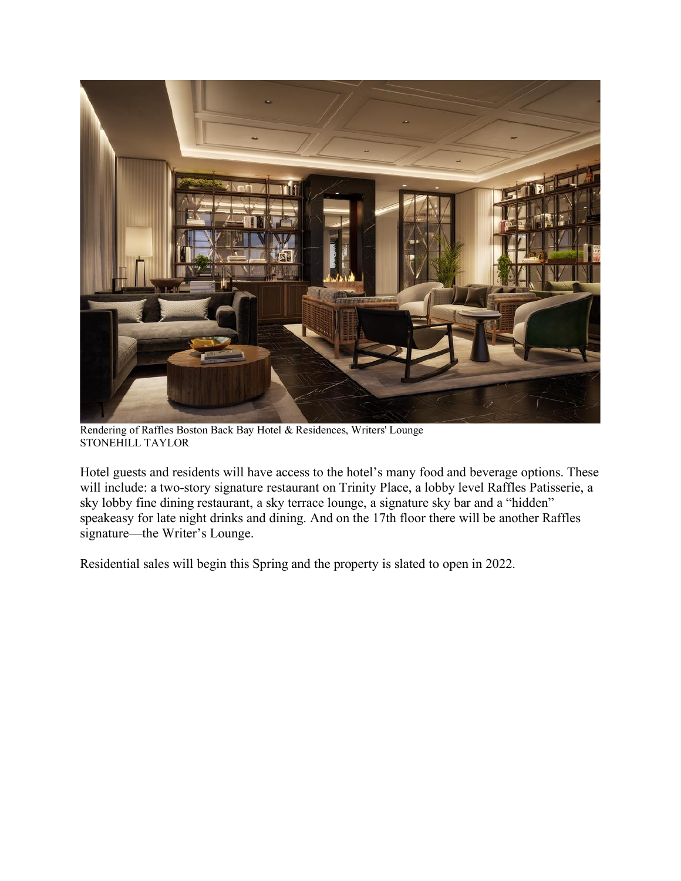Rendering of Raffles Boston Back Bay Hotel & Residences, Writers' Lounge
STONEHILL TAYLOR

Hotel guests and residents will have access to the hotel's many food and beverage options. These will include: a two-story signature restaurant on Trinity Place, a lobby level Raffles Patisserie, a sky lobby fine dining restaurant, a sky terrace lounge, a signature sky bar and a "hidden" speakeasy for late night drinks and dining. And on the 17th floor there will be another Raffles signature—the Writer's Lounge.

Residential sales will begin this Spring and the property is slated to open in 2022.